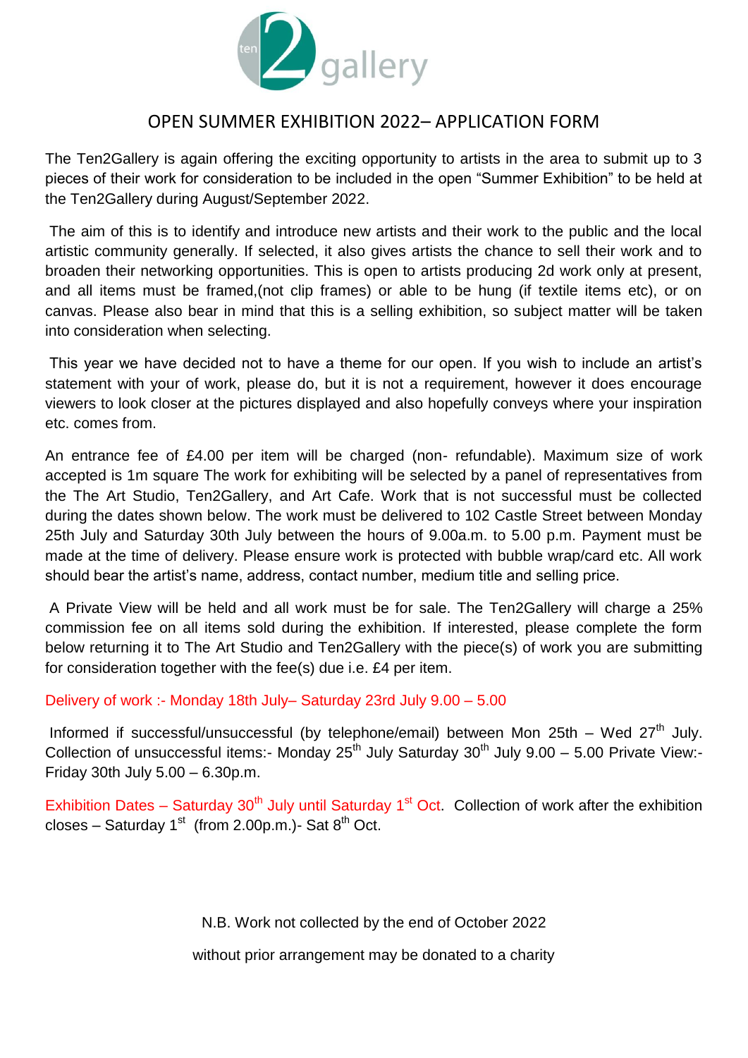ten 2 gallery

# OPEN SUMMER EXHIBITION 2022– APPLICATION FORM

The Ten2Gallery is again offering the exciting opportunity to artists in the area to submit up to 3 pieces of their work for consideration to be included in the open "Summer Exhibition" to be held at the Ten2Gallery during August/September 2022.

The aim of this is to identify and introduce new artists and their work to the public and the local artistic community generally. If selected, it also gives artists the chance to sell their work and to broaden their networking opportunities. This is open to artists producing 2d work only at present, and all items must be framed,(not clip frames) or able to be hung (if textile items etc), or on canvas. Please also bear in mind that this is a selling exhibition, so subject matter will be taken into consideration when selecting.

This year we have decided not to have a theme for our open. If you wish to include an artist's statement with your of work, please do, but it is not a requirement, however it does encourage viewers to look closer at the pictures displayed and also hopefully conveys where your inspiration etc. comes from.

An entrance fee of £4.00 per item will be charged (non- refundable). Maximum size of work accepted is 1m square The work for exhibiting will be selected by a panel of representatives from the The Art Studio, Ten2Gallery, and Art Cafe. Work that is not successful must be collected during the dates shown below. The work must be delivered to 102 Castle Street between Monday 25th July and Saturday 30th July between the hours of 9.00a.m. to 5.00 p.m. Payment must be made at the time of delivery. Please ensure work is protected with bubble wrap/card etc. All work should bear the artist's name, address, contact number, medium title and selling price.

A Private View will be held and all work must be for sale. The Ten2Gallery will charge a 25% commission fee on all items sold during the exhibition. If interested, please complete the form below returning it to The Art Studio and Ten2Gallery with the piece(s) of work you are submitting for consideration together with the fee(s) due i.e. £4 per item.

Delivery of work :- Monday 18th July– Saturday 23rd July 9.00 – 5.00

Informed if successful/unsuccessful (by telephone/email) between Mon 25th – Wed 27th July. Collection of unsuccessful items:- Monday 25th July Saturday 30th July 9.00 – 5.00 Private View:- Friday 30th July 5.00 – 6.30p.m.

Exhibition Dates – Saturday 30th July until Saturday 1st Oct. Collection of work after the exhibition closes – Saturday 1st (from 2.00p.m.)- Sat 8th Oct.

N.B. Work not collected by the end of October 2022

without prior arrangement may be donated to a charity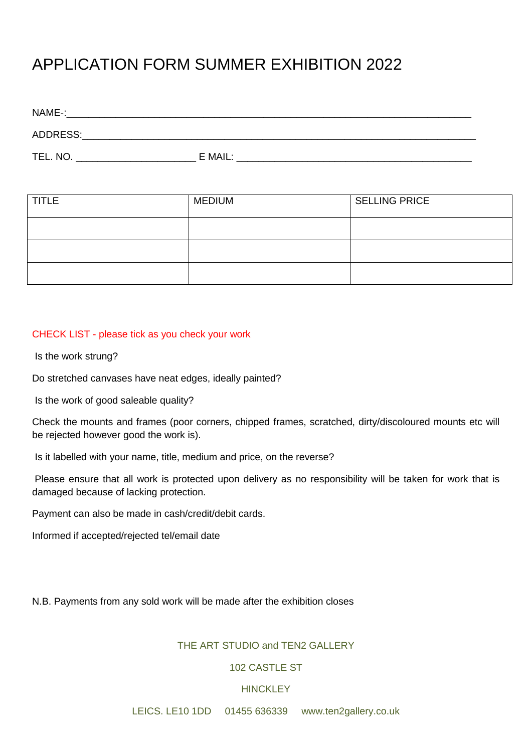# APPLICATION FORM SUMMER EXHIBITION 2022

NAME-:\_\_\_\_\_\_\_\_\_\_\_\_\_\_\_\_\_\_\_\_\_\_\_\_\_\_\_\_\_\_\_\_\_\_\_\_\_\_\_\_\_\_\_\_\_\_\_\_\_\_\_\_\_\_\_\_\_\_\_\_\_\_\_\_

ADDRESS:\_\_\_\_\_\_\_\_\_\_\_\_\_\_\_\_\_\_\_\_\_\_\_\_\_\_\_\_\_\_\_\_\_\_\_\_\_\_\_\_\_\_\_\_\_\_\_\_\_\_\_\_\_\_\_\_\_\_\_\_\_\_\_\_

TEL. NO. \_\_\_\_\_\_\_\_\_\_\_\_\_\_\_\_\_\_\_\_\_\_ E MAIL: \_\_\_\_\_\_\_\_\_\_\_\_\_\_\_\_\_\_\_\_\_\_\_\_\_\_\_\_\_\_\_\_\_\_\_\_\_\_\_\_\_\_

| TITLE | MEDIUM | SELLING PRICE |
|---|---|---|
| | | |
| | | |
| | | |

CHECK LIST - please tick as you check your work

Is the work strung?

Do stretched canvases have neat edges, ideally painted?

Is the work of good saleable quality?

Check the mounts and frames (poor corners, chipped frames, scratched, dirty/discoloured mounts etc will be rejected however good the work is).

Is it labelled with your name, title, medium and price, on the reverse?

Please ensure that all work is protected upon delivery as no responsibility will be taken for work that is damaged because of lacking protection.

Payment can also be made in cash/credit/debit cards.

Informed if accepted/rejected tel/email date

N.B. Payments from any sold work will be made after the exhibition closes

THE ART STUDIO and TEN2 GALLERY

102 CASTLE ST

HINCKLEY

LEICS. LE10 1DD 01455 636339 www.ten2gallery.co.uk